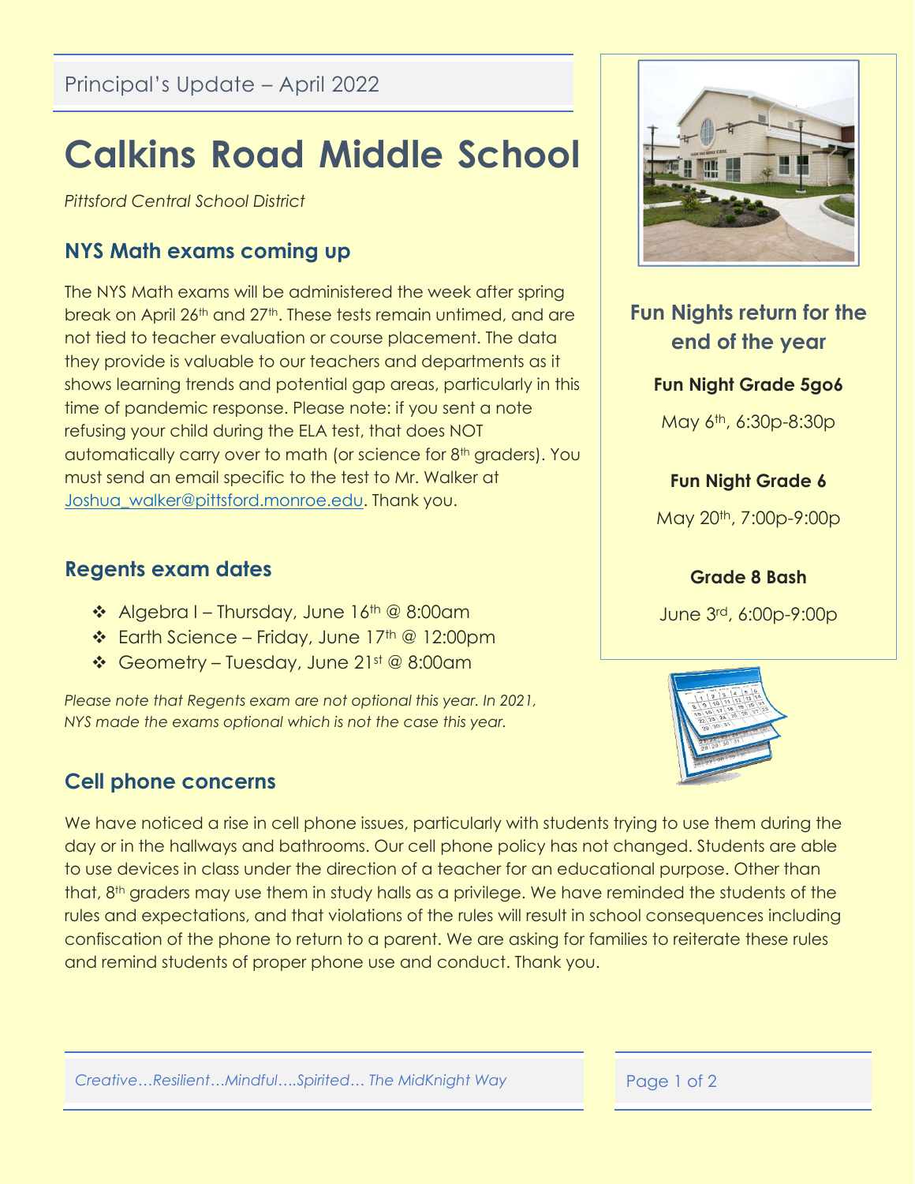Principal's Update – April 2022

# Calkins Road Middle School

*Pittsford Central School District*

## NYS Math exams coming up

The NYS Math exams will be administered the week after spring break on April 26th and 27th. These tests remain untimed, and are not tied to teacher evaluation or course placement. The data they provide is valuable to our teachers and departments as it shows learning trends and potential gap areas, particularly in this time of pandemic response. Please note: if you sent a note refusing your child during the ELA test, that does NOT automatically carry over to math (or science for 8th graders). You must send an email specific to the test to Mr. Walker at Joshua_walker@pittsford.monroe.edu. Thank you.

## Regents exam dates

- Algebra I – Thursday, June 16th @ 8:00am
- Earth Science – Friday, June 17th @ 12:00pm
- Geometry – Tuesday, June 21st @ 8:00am

*Please note that Regents exam are not optional this year. In 2021, NYS made the exams optional which is not the case this year.*

## Fun Nights return for the end of the year

**Fun Night Grade 5go6**

May 6th, 6:30p-8:30p

**Fun Night Grade 6**

May 20th, 7:00p-9:00p

**Grade 8 Bash**

June 3rd, 6:00p-9:00p

## Cell phone concerns

We have noticed a rise in cell phone issues, particularly with students trying to use them during the day or in the hallways and bathrooms. Our cell phone policy has not changed. Students are able to use devices in class under the direction of a teacher for an educational purpose. Other than that, 8th graders may use them in study halls as a privilege. We have reminded the students of the rules and expectations, and that violations of the rules will result in school consequences including confiscation of the phone to return to a parent. We are asking for families to reiterate these rules and remind students of proper phone use and conduct. Thank you.

*Creative…Resilient…Mindful….Spirited… The MidKnight Way*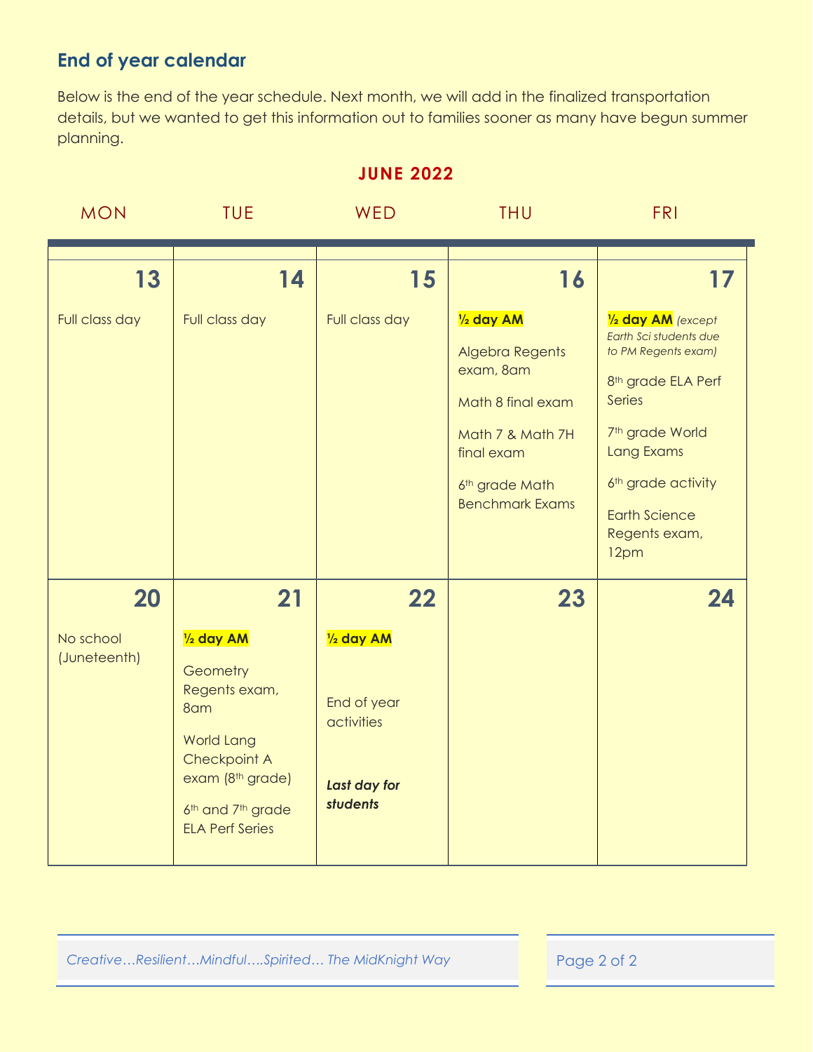## End of year calendar

Below is the end of the year schedule. Next month, we will add in the finalized transportation details, but we wanted to get this information out to families sooner as many have begun summer planning.

**JUNE 2022**

| MON | TUE | WED | THU | FRI |
|---|---|---|---|---|
| **13**<br>Full class day | **14**<br>Full class day | **15**<br>Full class day | **16**<br>**½ day AM**<br>Algebra Regents exam, 8am<br>Math 8 final exam<br>Math 7 & Math 7H final exam<br>6th grade Math Benchmark Exams | **17**<br>**½ day AM** *(except Earth Sci students due to PM Regents exam)*<br>8th grade ELA Perf Series<br>7th grade World Lang Exams<br>6th grade activity<br>Earth Science Regents exam, 12pm |
| **20**<br>No school (Juneteenth) | **21**<br>**½ day AM**<br>Geometry Regents exam, 8am<br>World Lang Checkpoint A exam (8th grade)<br>6th and 7th grade ELA Perf Series | **22**<br>**½ day AM**<br>End of year activities<br>***Last day for students*** | **23** | **24** |

*Creative…Resilient…Mindful….Spirited… The MidKnight Way*